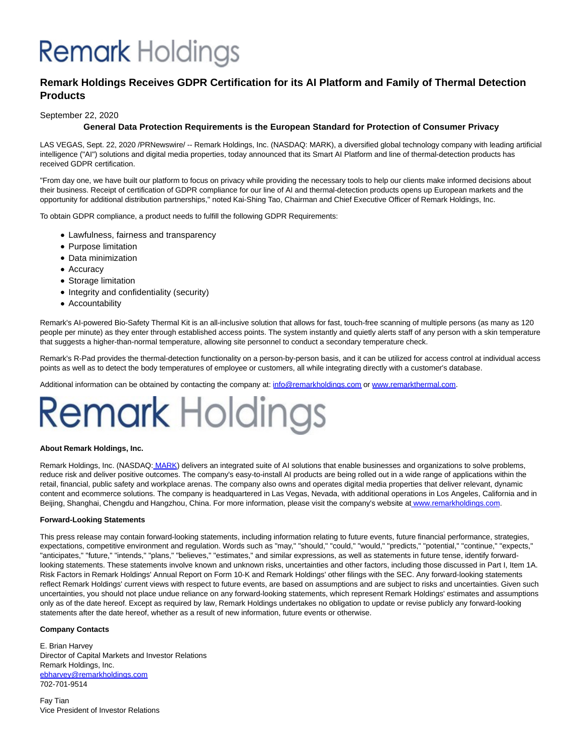# Remark Holdings

## Remark Holdings Receives GDPR Certification for its AI Platform and Family of Thermal Detection Products

September 22, 2020

**General Data Protection Requirements is the European Standard for Protection of Consumer Privacy**

LAS VEGAS, Sept. 22, 2020 /PRNewswire/ -- Remark Holdings, Inc. (NASDAQ: MARK), a diversified global technology company with leading artificial intelligence ("AI") solutions and digital media properties, today announced that its Smart AI Platform and line of thermal-detection products has received GDPR certification.

"From day one, we have built our platform to focus on privacy while providing the necessary tools to help our clients make informed decisions about their business. Receipt of certification of GDPR compliance for our line of AI and thermal-detection products opens up European markets and the opportunity for additional distribution partnerships," noted Kai-Shing Tao, Chairman and Chief Executive Officer of Remark Holdings, Inc.

To obtain GDPR compliance, a product needs to fulfill the following GDPR Requirements:

- Lawfulness, fairness and transparency
- Purpose limitation
- Data minimization
- Accuracy
- Storage limitation
- Integrity and confidentiality (security)
- Accountability

Remark's AI-powered Bio-Safety Thermal Kit is an all-inclusive solution that allows for fast, touch-free scanning of multiple persons (as many as 120 people per minute) as they enter through established access points. The system instantly and quietly alerts staff of any person with a skin temperature that suggests a higher-than-normal temperature, allowing site personnel to conduct a secondary temperature check.

Remark's R-Pad provides the thermal-detection functionality on a person-by-person basis, and it can be utilized for access control at individual access points as well as to detect the body temperatures of employee or customers, all while integrating directly with a customer's database.

Additional information can be obtained by contacting the company at: info@remarkholdings.com or www.remarkthermal.com.

Remark Holdings

**About Remark Holdings, Inc.**

Remark Holdings, Inc. (NASDAQ: MARK) delivers an integrated suite of AI solutions that enable businesses and organizations to solve problems, reduce risk and deliver positive outcomes. The company's easy-to-install AI products are being rolled out in a wide range of applications within the retail, financial, public safety and workplace arenas. The company also owns and operates digital media properties that deliver relevant, dynamic content and ecommerce solutions. The company is headquartered in Las Vegas, Nevada, with additional operations in Los Angeles, California and in Beijing, Shanghai, Chengdu and Hangzhou, China. For more information, please visit the company's website at www.remarkholdings.com.

**Forward-Looking Statements**

This press release may contain forward-looking statements, including information relating to future events, future financial performance, strategies, expectations, competitive environment and regulation. Words such as "may," "should," "could," "would," "predicts," "potential," "continue," "expects," "anticipates," "future," "intends," "plans," "believes," "estimates," and similar expressions, as well as statements in future tense, identify forward-looking statements. These statements involve known and unknown risks, uncertainties and other factors, including those discussed in Part I, Item 1A. Risk Factors in Remark Holdings' Annual Report on Form 10-K and Remark Holdings' other filings with the SEC. Any forward-looking statements reflect Remark Holdings' current views with respect to future events, are based on assumptions and are subject to risks and uncertainties. Given such uncertainties, you should not place undue reliance on any forward-looking statements, which represent Remark Holdings' estimates and assumptions only as of the date hereof. Except as required by law, Remark Holdings undertakes no obligation to update or revise publicly any forward-looking statements after the date hereof, whether as a result of new information, future events or otherwise.

**Company Contacts**

E. Brian Harvey
Director of Capital Markets and Investor Relations
Remark Holdings, Inc.
ebharvey@remarkholdings.com
702-701-9514

Fay Tian
Vice President of Investor Relations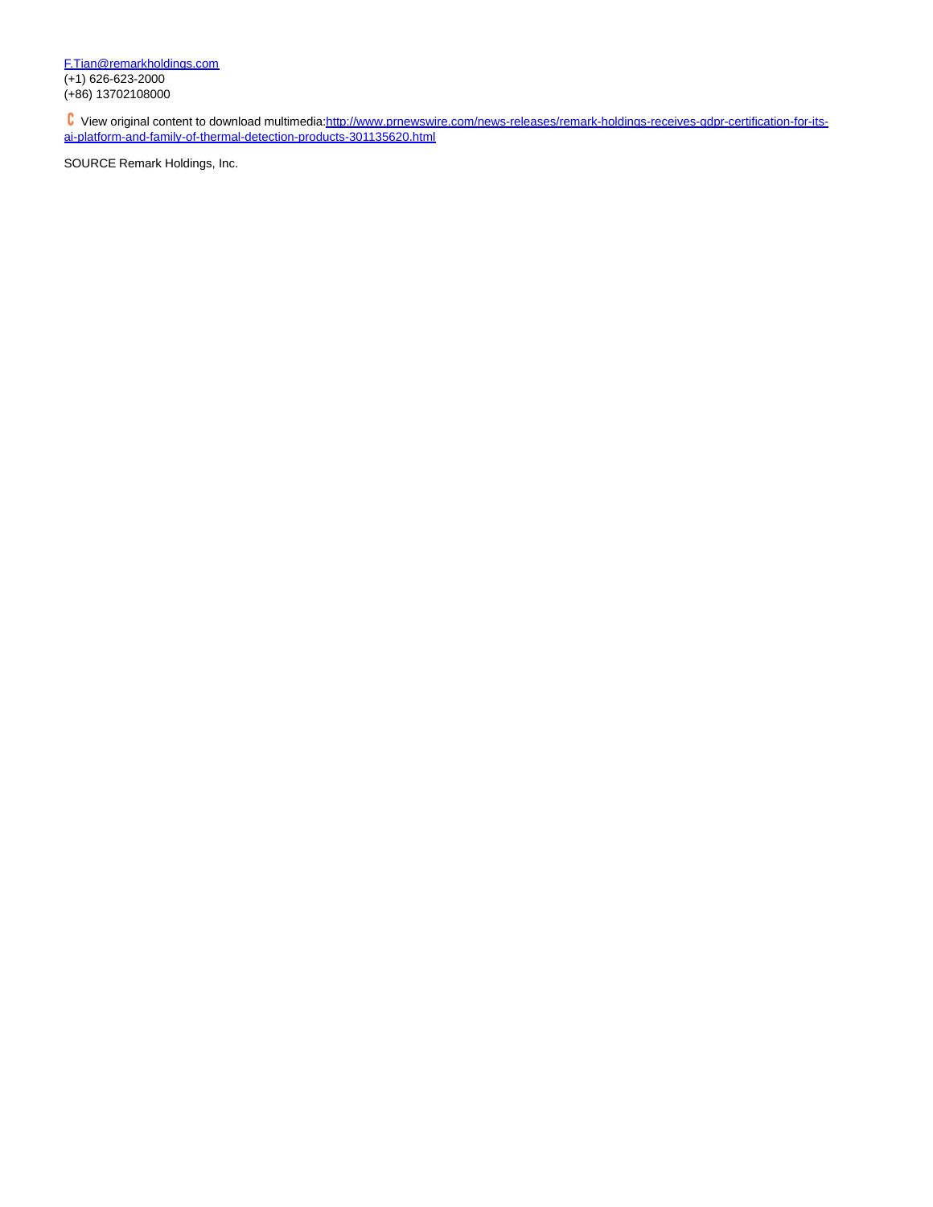F.Tian@remarkholdings.com
(+1) 626-623-2000
(+86) 13702108000

View original content to download multimedia:http://www.prnewswire.com/news-releases/remark-holdings-receives-gdpr-certification-for-its-ai-platform-and-family-of-thermal-detection-products-301135620.html

SOURCE Remark Holdings, Inc.